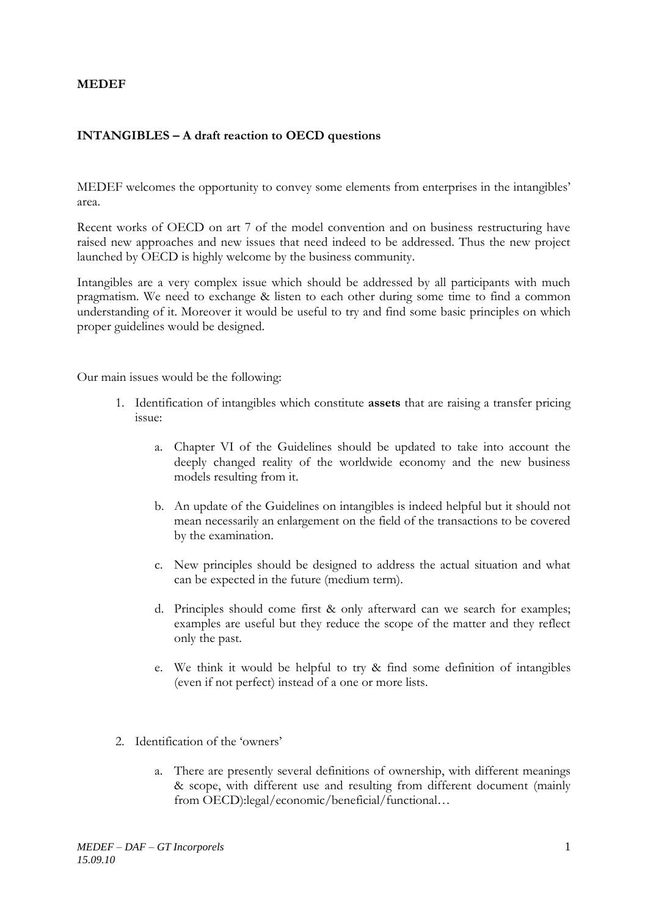**MEDEF**

**INTANGIBLES – A draft reaction to OECD questions**

MEDEF welcomes the opportunity to convey some elements from enterprises in the intangibles' area.

Recent works of OECD on art 7 of the model convention and on business restructuring have raised new approaches and new issues that need indeed to be addressed. Thus the new project launched by OECD is highly welcome by the business community.

Intangibles are a very complex issue which should be addressed by all participants with much pragmatism. We need to exchange & listen to each other during some time to find a common understanding of it. Moreover it would be useful to try and find some basic principles on which proper guidelines would be designed.

Our main issues would be the following:

1. Identification of intangibles which constitute **assets** that are raising a transfer pricing issue:

    a. Chapter VI of the Guidelines should be updated to take into account the deeply changed reality of the worldwide economy and the new business models resulting from it.

    b. An update of the Guidelines on intangibles is indeed helpful but it should not mean necessarily an enlargement on the field of the transactions to be covered by the examination.

    c. New principles should be designed to address the actual situation and what can be expected in the future (medium term).

    d. Principles should come first & only afterward can we search for examples; examples are useful but they reduce the scope of the matter and they reflect only the past.

    e. We think it would be helpful to try & find some definition of intangibles (even if not perfect) instead of a one or more lists.

2. Identification of the 'owners'

    a. There are presently several definitions of ownership, with different meanings & scope, with different use and resulting from different document (mainly from OECD):legal/economic/beneficial/functional…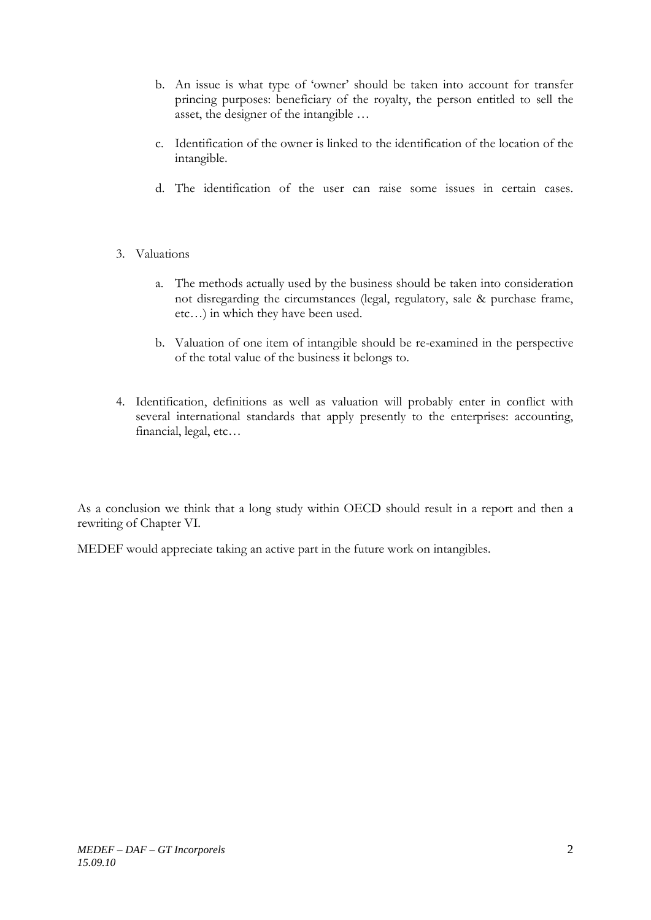b. An issue is what type of 'owner' should be taken into account for transfer princing purposes: beneficiary of the royalty, the person entitled to sell the asset, the designer of the intangible …

c. Identification of the owner is linked to the identification of the location of the intangible.

d. The identification of the user can raise some issues in certain cases.

3. Valuations

   a. The methods actually used by the business should be taken into consideration not disregarding the circumstances (legal, regulatory, sale & purchase frame, etc…) in which they have been used.

   b. Valuation of one item of intangible should be re-examined in the perspective of the total value of the business it belongs to.

4. Identification, definitions as well as valuation will probably enter in conflict with several international standards that apply presently to the enterprises: accounting, financial, legal, etc…

As a conclusion we think that a long study within OECD should result in a report and then a rewriting of Chapter VI.

MEDEF would appreciate taking an active part in the future work on intangibles.